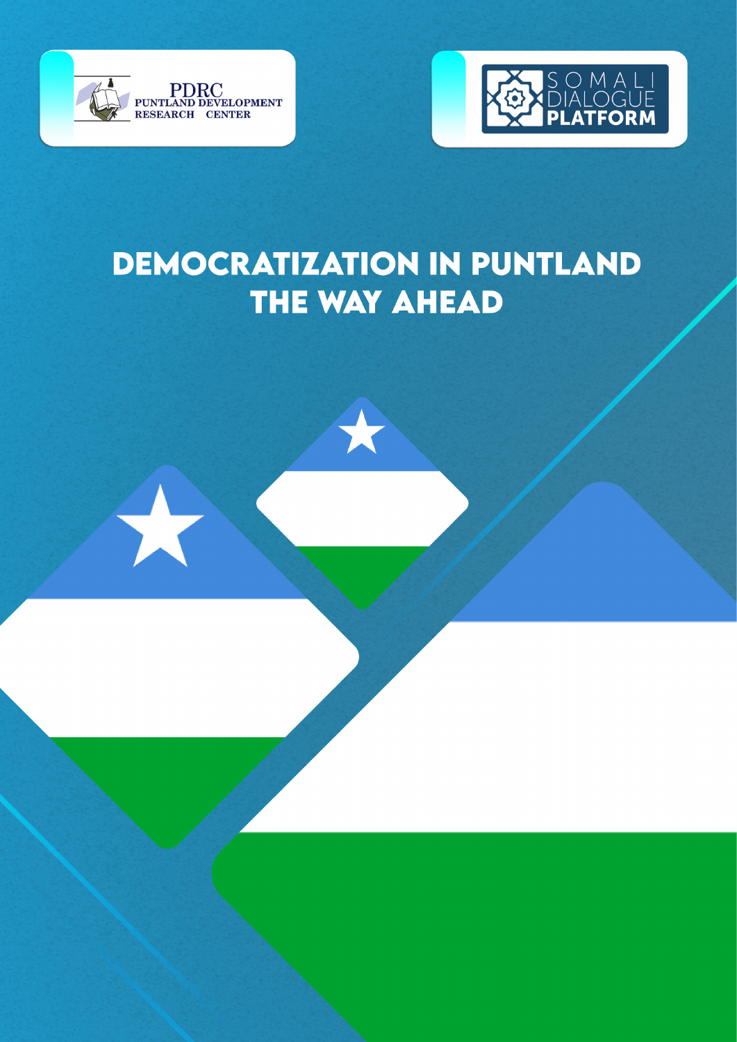PDRC
PUNTLAND DEVELOPMENT
RESEARCH CENTER

SOMALI
DIALOGUE
PLATFORM

# DEMOCRATIZATION IN PUNTLAND THE WAY AHEAD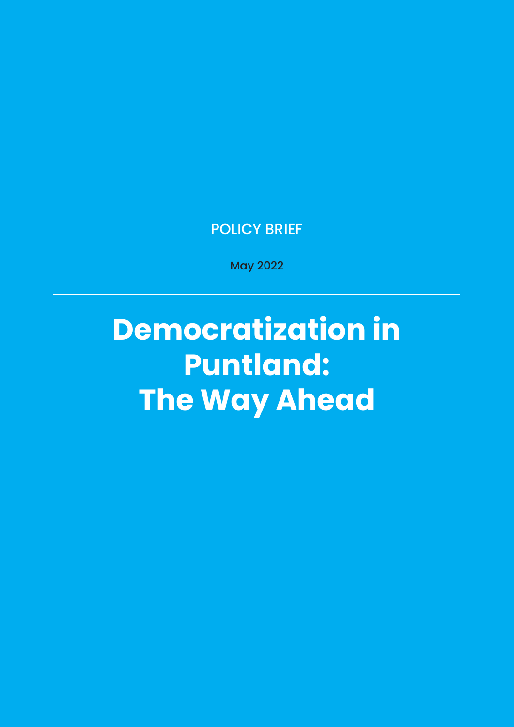POLICY BRIEF

May 2022

# Democratization in Puntland: The Way Ahead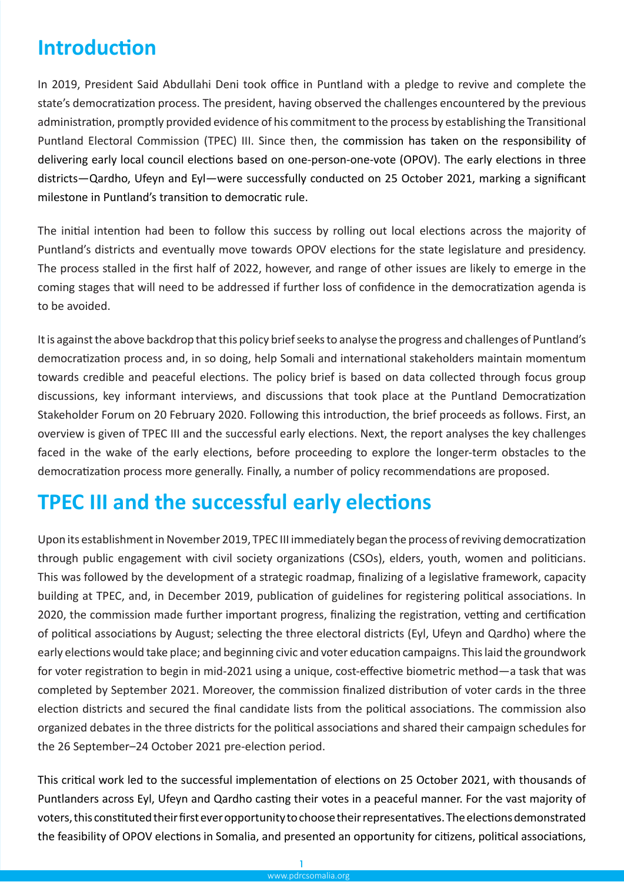# Introduction

In 2019, President Said Abdullahi Deni took office in Puntland with a pledge to revive and complete the state's democratization process. The president, having observed the challenges encountered by the previous administration, promptly provided evidence of his commitment to the process by establishing the Transitional Puntland Electoral Commission (TPEC) III. Since then, the commission has taken on the responsibility of delivering early local council elections based on one-person-one-vote (OPOV). The early elections in three districts—Qardho, Ufeyn and Eyl—were successfully conducted on 25 October 2021, marking a significant milestone in Puntland's transition to democratic rule.

The initial intention had been to follow this success by rolling out local elections across the majority of Puntland's districts and eventually move towards OPOV elections for the state legislature and presidency. The process stalled in the first half of 2022, however, and range of other issues are likely to emerge in the coming stages that will need to be addressed if further loss of confidence in the democratization agenda is to be avoided.

It is against the above backdrop that this policy brief seeks to analyse the progress and challenges of Puntland's democratization process and, in so doing, help Somali and international stakeholders maintain momentum towards credible and peaceful elections. The policy brief is based on data collected through focus group discussions, key informant interviews, and discussions that took place at the Puntland Democratization Stakeholder Forum on 20 February 2020. Following this introduction, the brief proceeds as follows. First, an overview is given of TPEC III and the successful early elections. Next, the report analyses the key challenges faced in the wake of the early elections, before proceeding to explore the longer-term obstacles to the democratization process more generally. Finally, a number of policy recommendations are proposed.

# TPEC III and the successful early elections

Upon its establishment in November 2019, TPEC III immediately began the process of reviving democratization through public engagement with civil society organizations (CSOs), elders, youth, women and politicians. This was followed by the development of a strategic roadmap, finalizing of a legislative framework, capacity building at TPEC, and, in December 2019, publication of guidelines for registering political associations. In 2020, the commission made further important progress, finalizing the registration, vetting and certification of political associations by August; selecting the three electoral districts (Eyl, Ufeyn and Qardho) where the early elections would take place; and beginning civic and voter education campaigns. This laid the groundwork for voter registration to begin in mid-2021 using a unique, cost-effective biometric method—a task that was completed by September 2021. Moreover, the commission finalized distribution of voter cards in the three election districts and secured the final candidate lists from the political associations. The commission also organized debates in the three districts for the political associations and shared their campaign schedules for the 26 September–24 October 2021 pre-election period.

This critical work led to the successful implementation of elections on 25 October 2021, with thousands of Puntlanders across Eyl, Ufeyn and Qardho casting their votes in a peaceful manner. For the vast majority of voters, this constituted their first ever opportunity to choose their representatives. The elections demonstrated the feasibility of OPOV elections in Somalia, and presented an opportunity for citizens, political associations,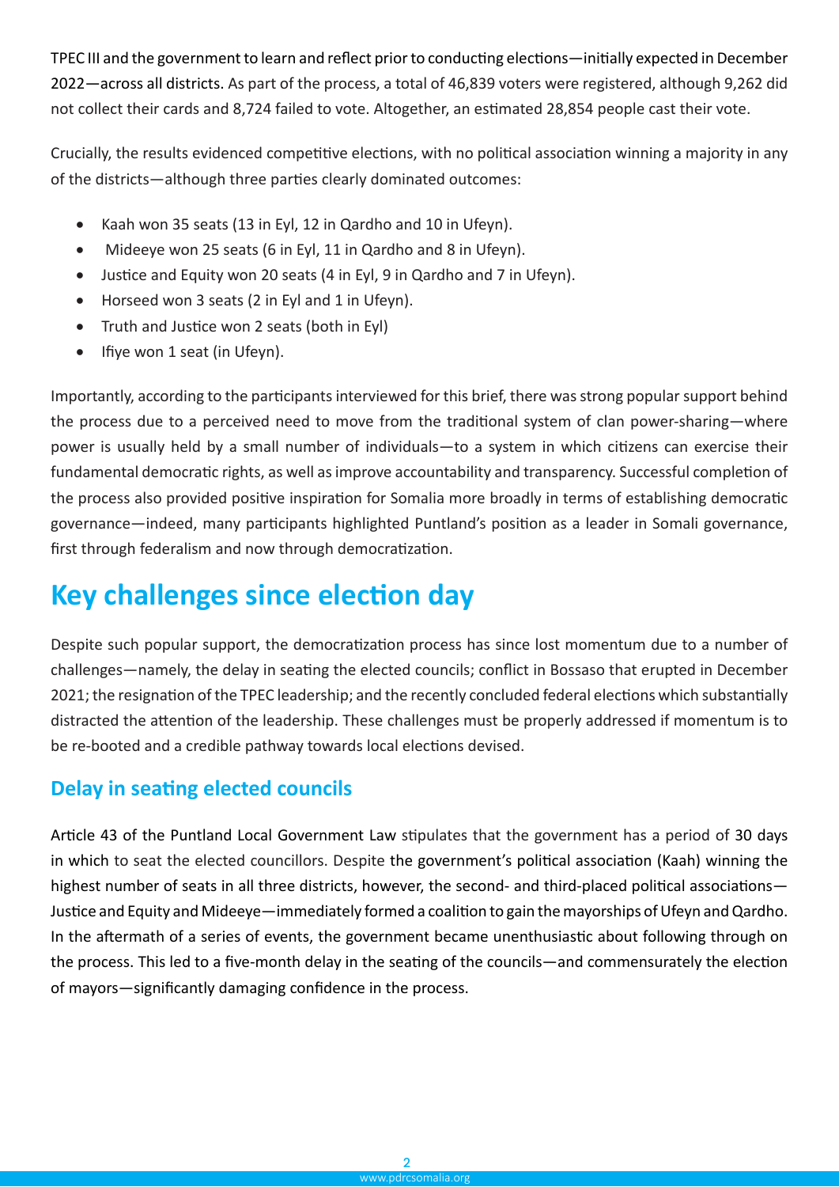TPEC III and the government to learn and reflect prior to conducting elections—initially expected in December 2022—across all districts. As part of the process, a total of 46,839 voters were registered, although 9,262 did not collect their cards and 8,724 failed to vote. Altogether, an estimated 28,854 people cast their vote.

Crucially, the results evidenced competitive elections, with no political association winning a majority in any of the districts—although three parties clearly dominated outcomes:

- Kaah won 35 seats (13 in Eyl, 12 in Qardho and 10 in Ufeyn).
- Mideeye won 25 seats (6 in Eyl, 11 in Qardho and 8 in Ufeyn).
- Justice and Equity won 20 seats (4 in Eyl, 9 in Qardho and 7 in Ufeyn).
- Horseed won 3 seats (2 in Eyl and 1 in Ufeyn).
- Truth and Justice won 2 seats (both in Eyl)
- Ifiye won 1 seat (in Ufeyn).

Importantly, according to the participants interviewed for this brief, there was strong popular support behind the process due to a perceived need to move from the traditional system of clan power-sharing—where power is usually held by a small number of individuals—to a system in which citizens can exercise their fundamental democratic rights, as well as improve accountability and transparency. Successful completion of the process also provided positive inspiration for Somalia more broadly in terms of establishing democratic governance—indeed, many participants highlighted Puntland's position as a leader in Somali governance, first through federalism and now through democratization.

## Key challenges since election day

Despite such popular support, the democratization process has since lost momentum due to a number of challenges—namely, the delay in seating the elected councils; conflict in Bossaso that erupted in December 2021; the resignation of the TPEC leadership; and the recently concluded federal elections which substantially distracted the attention of the leadership. These challenges must be properly addressed if momentum is to be re-booted and a credible pathway towards local elections devised.

### Delay in seating elected councils

Article 43 of the Puntland Local Government Law stipulates that the government has a period of 30 days in which to seat the elected councillors. Despite the government's political association (Kaah) winning the highest number of seats in all three districts, however, the second- and third-placed political associations—Justice and Equity and Mideeye—immediately formed a coalition to gain the mayorships of Ufeyn and Qardho. In the aftermath of a series of events, the government became unenthusiastic about following through on the process. This led to a five-month delay in the seating of the councils—and commensurately the election of mayors—significantly damaging confidence in the process.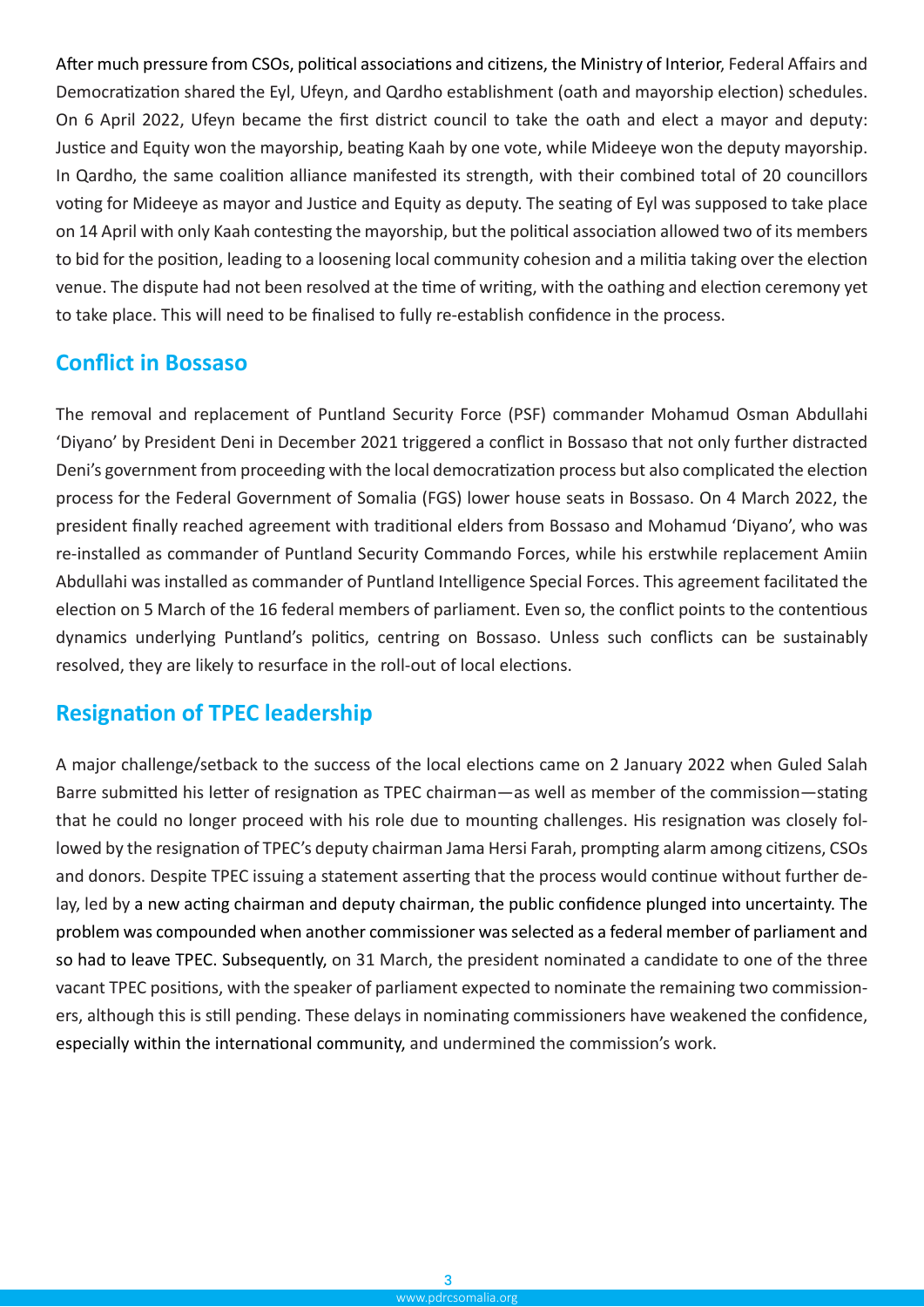After much pressure from CSOs, political associations and citizens, the Ministry of Interior, Federal Affairs and Democratization shared the Eyl, Ufeyn, and Qardho establishment (oath and mayorship election) schedules. On 6 April 2022, Ufeyn became the first district council to take the oath and elect a mayor and deputy: Justice and Equity won the mayorship, beating Kaah by one vote, while Mideeye won the deputy mayorship. In Qardho, the same coalition alliance manifested its strength, with their combined total of 20 councillors voting for Mideeye as mayor and Justice and Equity as deputy. The seating of Eyl was supposed to take place on 14 April with only Kaah contesting the mayorship, but the political association allowed two of its members to bid for the position, leading to a loosening local community cohesion and a militia taking over the election venue. The dispute had not been resolved at the time of writing, with the oathing and election ceremony yet to take place. This will need to be finalised to fully re-establish confidence in the process.

## Conflict in Bossaso

The removal and replacement of Puntland Security Force (PSF) commander Mohamud Osman Abdullahi 'Diyano' by President Deni in December 2021 triggered a conflict in Bossaso that not only further distracted Deni's government from proceeding with the local democratization process but also complicated the election process for the Federal Government of Somalia (FGS) lower house seats in Bossaso. On 4 March 2022, the president finally reached agreement with traditional elders from Bossaso and Mohamud 'Diyano', who was re-installed as commander of Puntland Security Commando Forces, while his erstwhile replacement Amiin Abdullahi was installed as commander of Puntland Intelligence Special Forces. This agreement facilitated the election on 5 March of the 16 federal members of parliament. Even so, the conflict points to the contentious dynamics underlying Puntland's politics, centring on Bossaso. Unless such conflicts can be sustainably resolved, they are likely to resurface in the roll-out of local elections.

## Resignation of TPEC leadership

A major challenge/setback to the success of the local elections came on 2 January 2022 when Guled Salah Barre submitted his letter of resignation as TPEC chairman—as well as member of the commission—stating that he could no longer proceed with his role due to mounting challenges. His resignation was closely followed by the resignation of TPEC's deputy chairman Jama Hersi Farah, prompting alarm among citizens, CSOs and donors. Despite TPEC issuing a statement asserting that the process would continue without further delay, led by a new acting chairman and deputy chairman, the public confidence plunged into uncertainty. The problem was compounded when another commissioner was selected as a federal member of parliament and so had to leave TPEC. Subsequently, on 31 March, the president nominated a candidate to one of the three vacant TPEC positions, with the speaker of parliament expected to nominate the remaining two commissioners, although this is still pending. These delays in nominating commissioners have weakened the confidence, especially within the international community, and undermined the commission's work.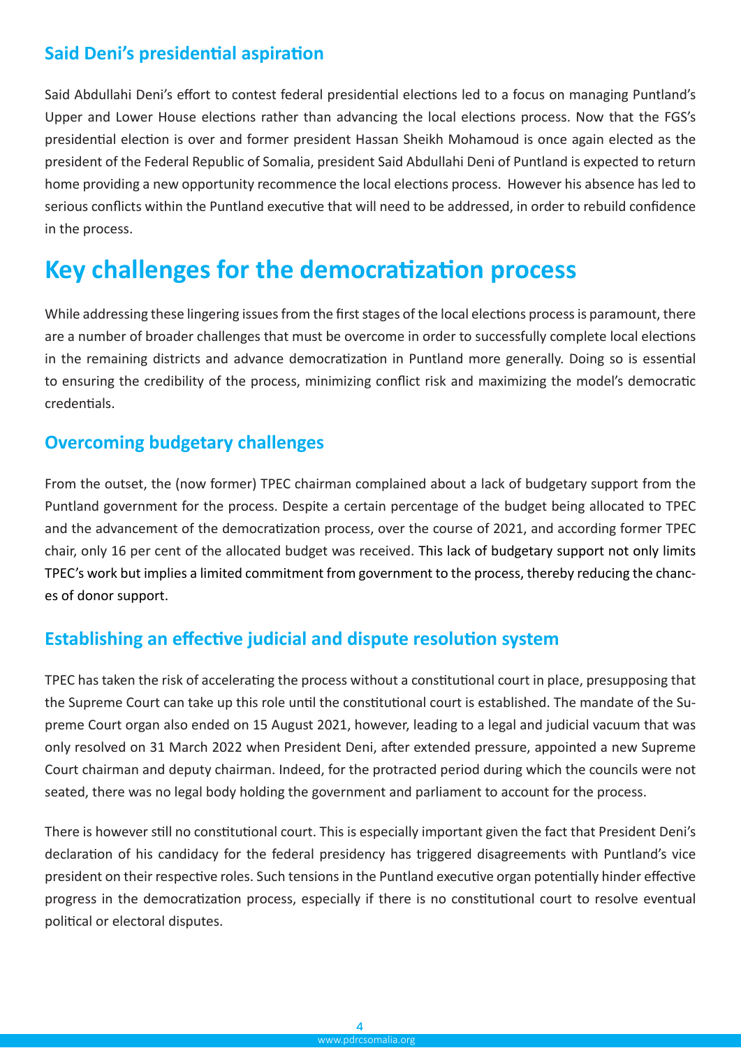### Said Deni's presidential aspiration

Said Abdullahi Deni's effort to contest federal presidential elections led to a focus on managing Puntland's Upper and Lower House elections rather than advancing the local elections process. Now that the FGS's presidential election is over and former president Hassan Sheikh Mohamoud is once again elected as the president of the Federal Republic of Somalia, president Said Abdullahi Deni of Puntland is expected to return home providing a new opportunity recommence the local elections process. However his absence has led to serious conflicts within the Puntland executive that will need to be addressed, in order to rebuild confidence in the process.

## Key challenges for the democratization process

While addressing these lingering issues from the first stages of the local elections process is paramount, there are a number of broader challenges that must be overcome in order to successfully complete local elections in the remaining districts and advance democratization in Puntland more generally. Doing so is essential to ensuring the credibility of the process, minimizing conflict risk and maximizing the model's democratic credentials.

### Overcoming budgetary challenges

From the outset, the (now former) TPEC chairman complained about a lack of budgetary support from the Puntland government for the process. Despite a certain percentage of the budget being allocated to TPEC and the advancement of the democratization process, over the course of 2021, and according former TPEC chair, only 16 per cent of the allocated budget was received. This lack of budgetary support not only limits TPEC's work but implies a limited commitment from government to the process, thereby reducing the chances of donor support.

### Establishing an effective judicial and dispute resolution system

TPEC has taken the risk of accelerating the process without a constitutional court in place, presupposing that the Supreme Court can take up this role until the constitutional court is established. The mandate of the Supreme Court organ also ended on 15 August 2021, however, leading to a legal and judicial vacuum that was only resolved on 31 March 2022 when President Deni, after extended pressure, appointed a new Supreme Court chairman and deputy chairman. Indeed, for the protracted period during which the councils were not seated, there was no legal body holding the government and parliament to account for the process.

There is however still no constitutional court. This is especially important given the fact that President Deni's declaration of his candidacy for the federal presidency has triggered disagreements with Puntland's vice president on their respective roles. Such tensions in the Puntland executive organ potentially hinder effective progress in the democratization process, especially if there is no constitutional court to resolve eventual political or electoral disputes.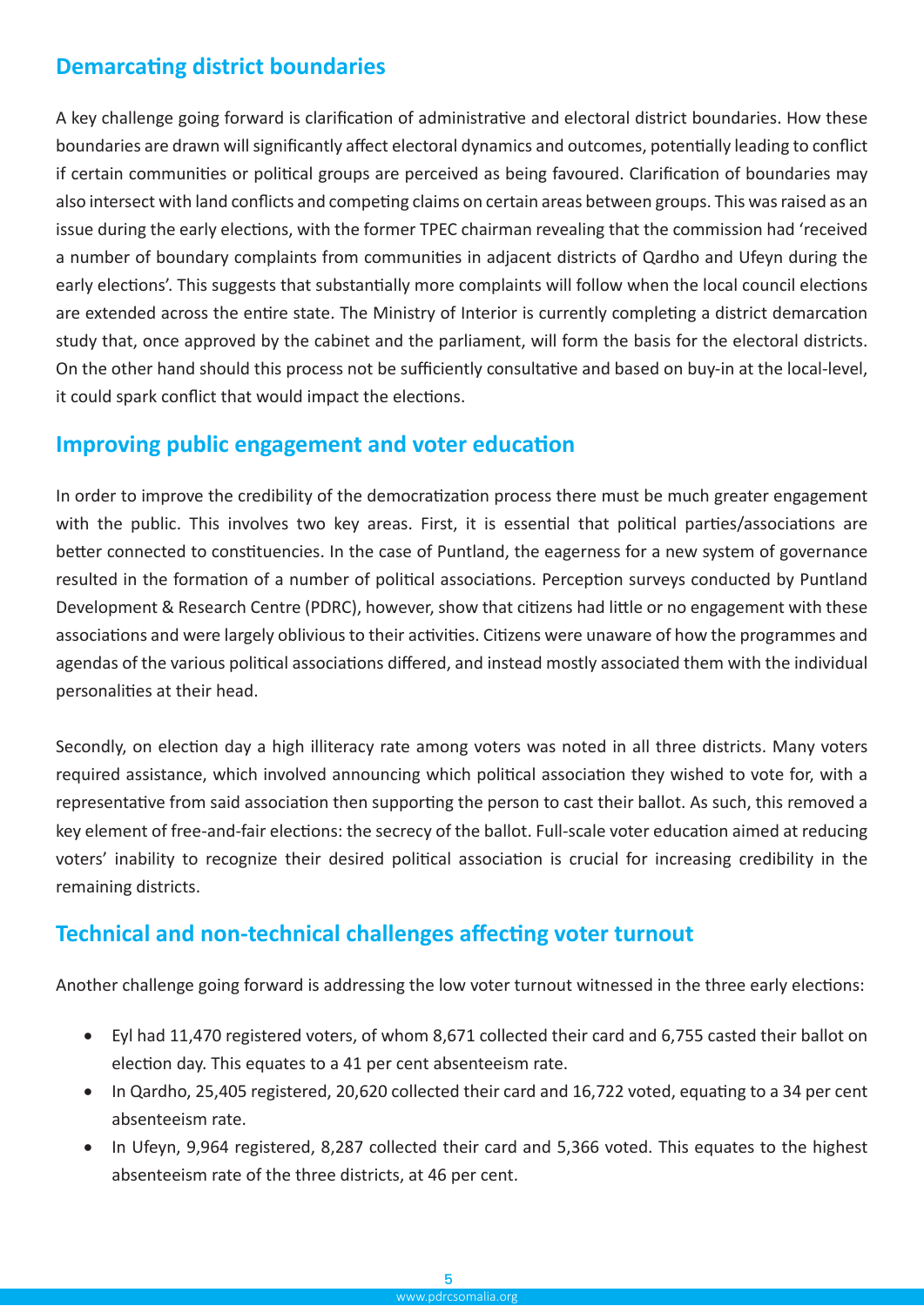## Demarcating district boundaries

A key challenge going forward is clarification of administrative and electoral district boundaries. How these boundaries are drawn will significantly affect electoral dynamics and outcomes, potentially leading to conflict if certain communities or political groups are perceived as being favoured. Clarification of boundaries may also intersect with land conflicts and competing claims on certain areas between groups. This was raised as an issue during the early elections, with the former TPEC chairman revealing that the commission had 'received a number of boundary complaints from communities in adjacent districts of Qardho and Ufeyn during the early elections'. This suggests that substantially more complaints will follow when the local council elections are extended across the entire state. The Ministry of Interior is currently completing a district demarcation study that, once approved by the cabinet and the parliament, will form the basis for the electoral districts. On the other hand should this process not be sufficiently consultative and based on buy-in at the local-level, it could spark conflict that would impact the elections.

## Improving public engagement and voter education

In order to improve the credibility of the democratization process there must be much greater engagement with the public. This involves two key areas. First, it is essential that political parties/associations are better connected to constituencies. In the case of Puntland, the eagerness for a new system of governance resulted in the formation of a number of political associations. Perception surveys conducted by Puntland Development & Research Centre (PDRC), however, show that citizens had little or no engagement with these associations and were largely oblivious to their activities. Citizens were unaware of how the programmes and agendas of the various political associations differed, and instead mostly associated them with the individual personalities at their head.

Secondly, on election day a high illiteracy rate among voters was noted in all three districts. Many voters required assistance, which involved announcing which political association they wished to vote for, with a representative from said association then supporting the person to cast their ballot. As such, this removed a key element of free-and-fair elections: the secrecy of the ballot. Full-scale voter education aimed at reducing voters' inability to recognize their desired political association is crucial for increasing credibility in the remaining districts.

## Technical and non-technical challenges affecting voter turnout

Another challenge going forward is addressing the low voter turnout witnessed in the three early elections:

- Eyl had 11,470 registered voters, of whom 8,671 collected their card and 6,755 casted their ballot on election day. This equates to a 41 per cent absenteeism rate.
- In Qardho, 25,405 registered, 20,620 collected their card and 16,722 voted, equating to a 34 per cent absenteeism rate.
- In Ufeyn, 9,964 registered, 8,287 collected their card and 5,366 voted. This equates to the highest absenteeism rate of the three districts, at 46 per cent.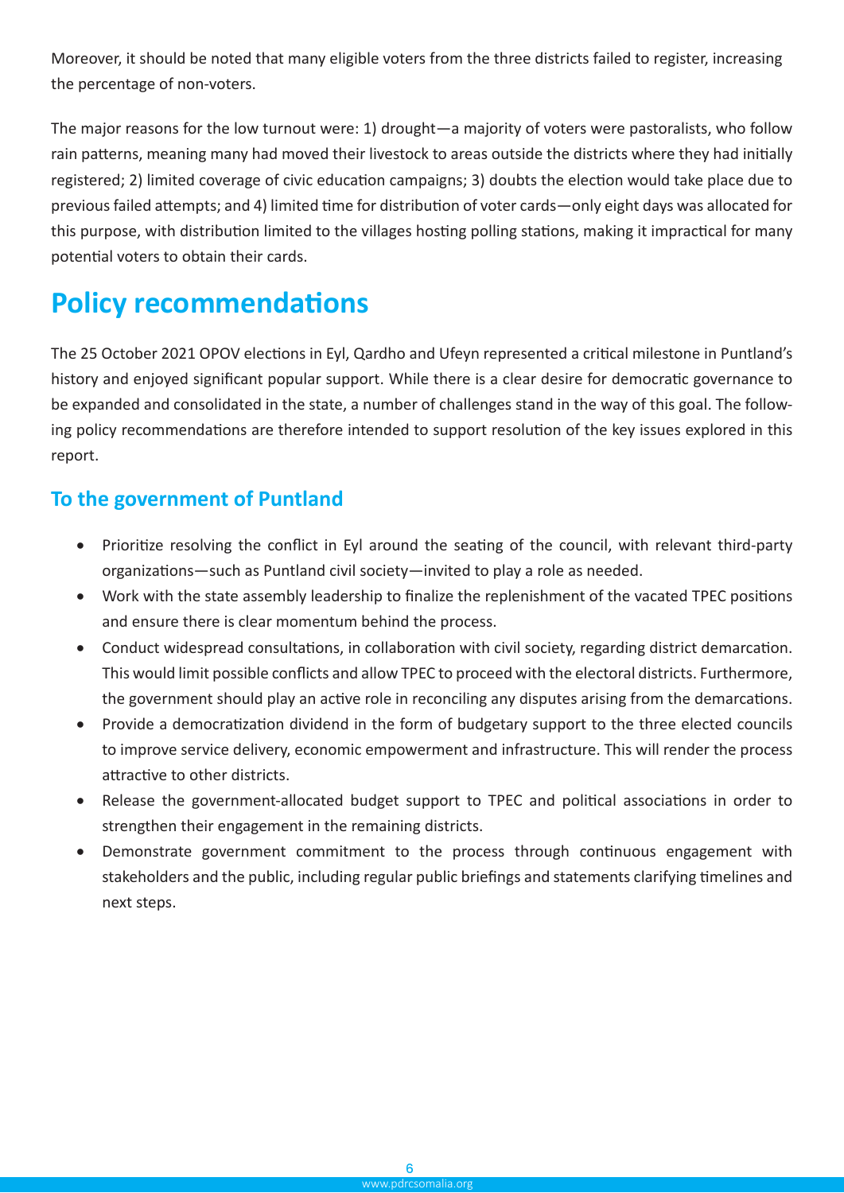Moreover, it should be noted that many eligible voters from the three districts failed to register, increasing the percentage of non-voters.

The major reasons for the low turnout were: 1) drought—a majority of voters were pastoralists, who follow rain patterns, meaning many had moved their livestock to areas outside the districts where they had initially registered; 2) limited coverage of civic education campaigns; 3) doubts the election would take place due to previous failed attempts; and 4) limited time for distribution of voter cards—only eight days was allocated for this purpose, with distribution limited to the villages hosting polling stations, making it impractical for many potential voters to obtain their cards.

# Policy recommendations

The 25 October 2021 OPOV elections in Eyl, Qardho and Ufeyn represented a critical milestone in Puntland's history and enjoyed significant popular support. While there is a clear desire for democratic governance to be expanded and consolidated in the state, a number of challenges stand in the way of this goal. The following policy recommendations are therefore intended to support resolution of the key issues explored in this report.

## To the government of Puntland

- Prioritize resolving the conflict in Eyl around the seating of the council, with relevant third-party organizations—such as Puntland civil society—invited to play a role as needed.
- Work with the state assembly leadership to finalize the replenishment of the vacated TPEC positions and ensure there is clear momentum behind the process.
- Conduct widespread consultations, in collaboration with civil society, regarding district demarcation. This would limit possible conflicts and allow TPEC to proceed with the electoral districts. Furthermore, the government should play an active role in reconciling any disputes arising from the demarcations.
- Provide a democratization dividend in the form of budgetary support to the three elected councils to improve service delivery, economic empowerment and infrastructure. This will render the process attractive to other districts.
- Release the government-allocated budget support to TPEC and political associations in order to strengthen their engagement in the remaining districts.
- Demonstrate government commitment to the process through continuous engagement with stakeholders and the public, including regular public briefings and statements clarifying timelines and next steps.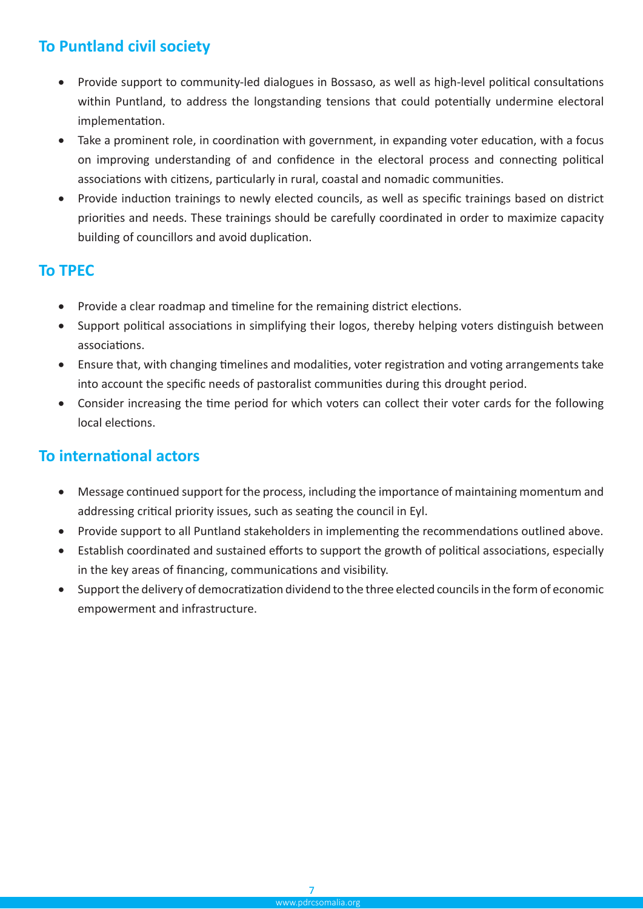## To Puntland civil society

- Provide support to community-led dialogues in Bossaso, as well as high-level political consultations within Puntland, to address the longstanding tensions that could potentially undermine electoral implementation.
- Take a prominent role, in coordination with government, in expanding voter education, with a focus on improving understanding of and confidence in the electoral process and connecting political associations with citizens, particularly in rural, coastal and nomadic communities.
- Provide induction trainings to newly elected councils, as well as specific trainings based on district priorities and needs. These trainings should be carefully coordinated in order to maximize capacity building of councillors and avoid duplication.

## To TPEC

- Provide a clear roadmap and timeline for the remaining district elections.
- Support political associations in simplifying their logos, thereby helping voters distinguish between associations.
- Ensure that, with changing timelines and modalities, voter registration and voting arrangements take into account the specific needs of pastoralist communities during this drought period.
- Consider increasing the time period for which voters can collect their voter cards for the following local elections.

## To international actors

- Message continued support for the process, including the importance of maintaining momentum and addressing critical priority issues, such as seating the council in Eyl.
- Provide support to all Puntland stakeholders in implementing the recommendations outlined above.
- Establish coordinated and sustained efforts to support the growth of political associations, especially in the key areas of financing, communications and visibility.
- Support the delivery of democratization dividend to the three elected councils in the form of economic empowerment and infrastructure.